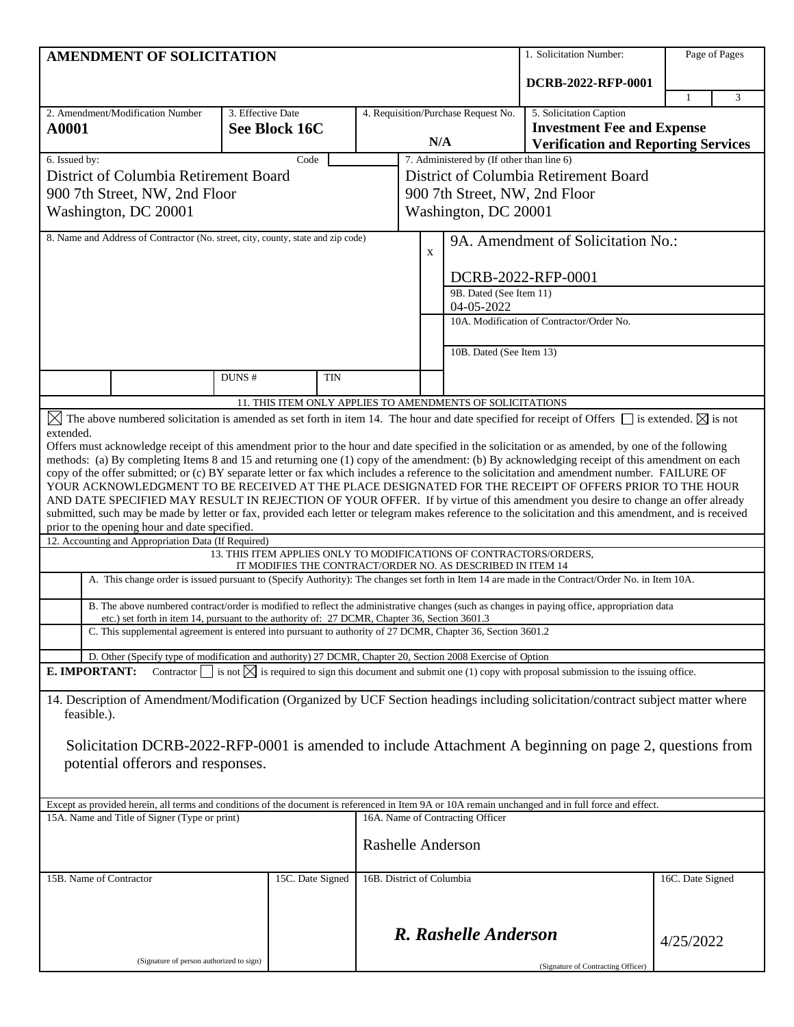# AMENDMENT OF SOLICITATION

| | |
|---|---|
| 1. Solicitation Number: | **DCRB-2022-RFP-0001** |
| Page of Pages | 1 of 3 |

| 2. Amendment/Modification Number | 3. Effective Date | 4. Requisition/Purchase Request No. | 5. Solicitation Caption |
|---|---|---|---|
| **A0001** | **See Block 16C** | **N/A** | **Investment Fee and Expense Verification and Reporting Services** |

| 6. Issued by: Code | 7. Administered by (If other than line 6) |
|---|---|
| District of Columbia Retirement Board<br>900 7th Street, NW, 2nd Floor<br>Washington, DC 20001 | District of Columbia Retirement Board<br>900 7th Street, NW, 2nd Floor<br>Washington, DC 20001 |

| 8. Name and Address of Contractor (No. street, city, county, state and zip code) | | |
|---|---|---|
| | x | 9A. Amendment of Solicitation No.:<br>DCRB-2022-RFP-0001 |
| | | 9B. Dated (See Item 11)<br>04-05-2022 |
| | | 10A. Modification of Contractor/Order No. |
| | | 10B. Dated (See Item 13) |
| DUNS # | TIN | |

**11. THIS ITEM ONLY APPLIES TO AMENDMENTS OF SOLICITATIONS**

☒ The above numbered solicitation is amended as set forth in item 14. The hour and date specified for receipt of Offers ☐ is extended. ☒ is not extended.

Offers must acknowledge receipt of this amendment prior to the hour and date specified in the solicitation or as amended, by one of the following methods: (a) By completing Items 8 and 15 and returning one (1) copy of the amendment: (b) By acknowledging receipt of this amendment on each copy of the offer submitted; or (c) BY separate letter or fax which includes a reference to the solicitation and amendment number. FAILURE OF YOUR ACKNOWLEDGMENT TO BE RECEIVED AT THE PLACE DESIGNATED FOR THE RECEIPT OF OFFERS PRIOR TO THE HOUR AND DATE SPECIFIED MAY RESULT IN REJECTION OF YOUR OFFER. If by virtue of this amendment you desire to change an offer already submitted, such may be made by letter or fax, provided each letter or telegram makes reference to the solicitation and this amendment, and is received prior to the opening hour and date specified.

12. Accounting and Appropriation Data (If Required)

**13. THIS ITEM APPLIES ONLY TO MODIFICATIONS OF CONTRACTORS/ORDERS, IT MODIFIES THE CONTRACT/ORDER NO. AS DESCRIBED IN ITEM 14**

| | |
|---|---|
| | A. This change order is issued pursuant to (Specify Authority): The changes set forth in Item 14 are made in the Contract/Order No. in Item 10A. |
| | B. The above numbered contract/order is modified to reflect the administrative changes (such as changes in paying office, appropriation data etc.) set forth in item 14, pursuant to the authority of: 27 DCMR, Chapter 36, Section 3601.3 |
| | C. This supplemental agreement is entered into pursuant to authority of 27 DCMR, Chapter 36, Section 3601.2 |
| | D. Other (Specify type of modification and authority) 27 DCMR, Chapter 20, Section 2008 Exercise of Option |

**E. IMPORTANT:** Contractor ☐ is not ☒ is required to sign this document and submit one (1) copy with proposal submission to the issuing office.

14. Description of Amendment/Modification (Organized by UCF Section headings including solicitation/contract subject matter where feasible.).

Solicitation DCRB-2022-RFP-0001 is amended to include Attachment A beginning on page 2, questions from potential offerors and responses.

Except as provided herein, all terms and conditions of the document is referenced in Item 9A or 10A remain unchanged and in full force and effect.

| 15A. Name and Title of Signer (Type or print) | | 16A. Name of Contracting Officer | |
|---|---|---|---|
| | | Rashelle Anderson | |
| **15B. Name of Contractor** | **15C. Date Signed** | **16B. District of Columbia** | **16C. Date Signed** |
| (Signature of person authorized to sign) | | *R. Rashelle Anderson*<br>(Signature of Contracting Officer) | 4/25/2022 |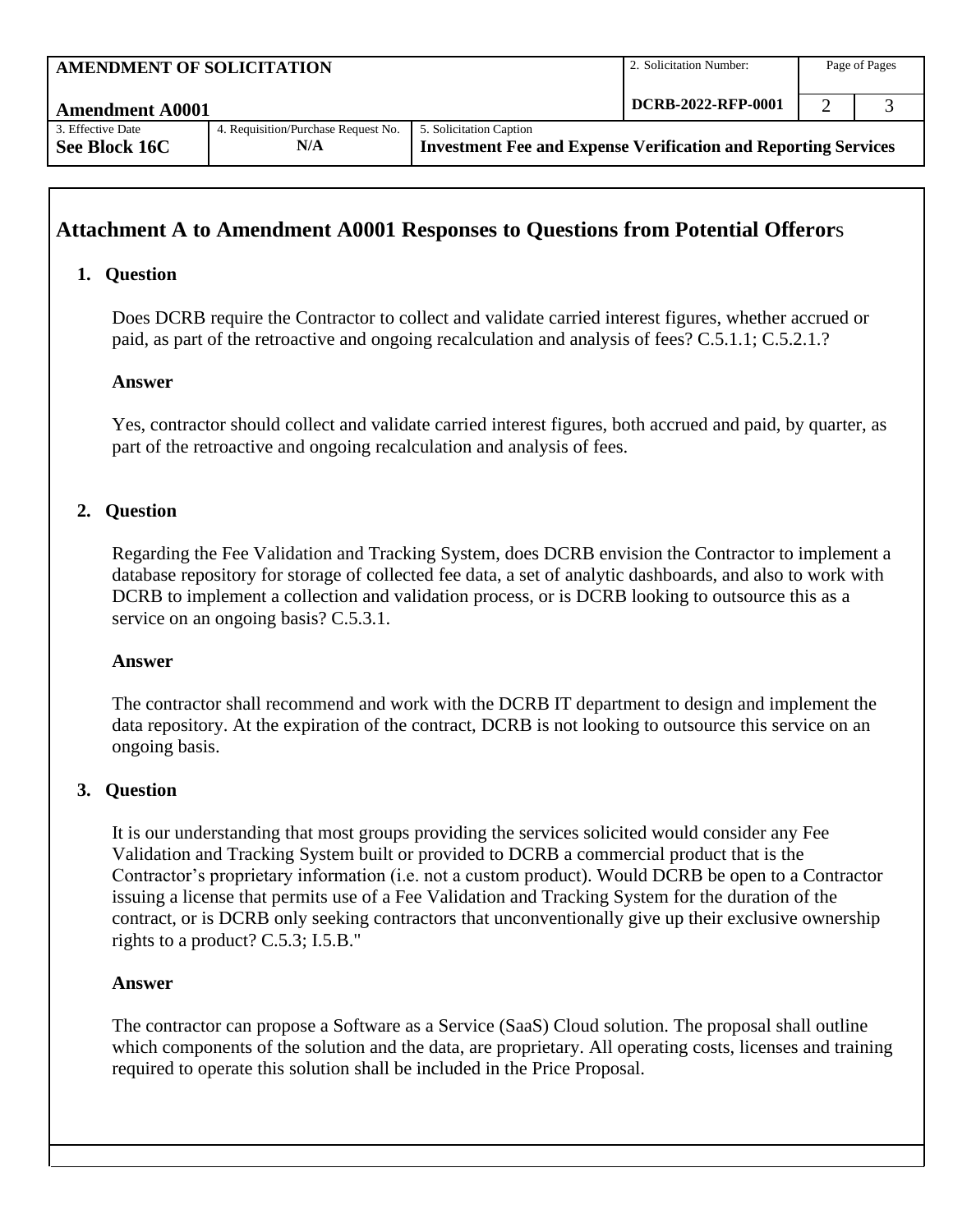| AMENDMENT OF SOLICITATION<br><br>Amendment A0001 | | | 2. Solicitation Number:<br><br>DCRB-2022-RFP-0001 | Page of Pages | |
|---|---|---|---|---|---|
| | | | | 2 | 3 |
| 3. Effective Date<br>**See Block 16C** | 4. Requisition/Purchase Request No.<br>**N/A** | 5. Solicitation Caption<br>**Investment Fee and Expense Verification and Reporting Services** | | | |

## Attachment A to Amendment A0001 Responses to Questions from Potential Offerors

**1. Question**

Does DCRB require the Contractor to collect and validate carried interest figures, whether accrued or paid, as part of the retroactive and ongoing recalculation and analysis of fees? C.5.1.1; C.5.2.1.?

**Answer**

Yes, contractor should collect and validate carried interest figures, both accrued and paid, by quarter, as part of the retroactive and ongoing recalculation and analysis of fees.

**2. Question**

Regarding the Fee Validation and Tracking System, does DCRB envision the Contractor to implement a database repository for storage of collected fee data, a set of analytic dashboards, and also to work with DCRB to implement a collection and validation process, or is DCRB looking to outsource this as a service on an ongoing basis? C.5.3.1.

**Answer**

The contractor shall recommend and work with the DCRB IT department to design and implement the data repository. At the expiration of the contract, DCRB is not looking to outsource this service on an ongoing basis.

**3. Question**

It is our understanding that most groups providing the services solicited would consider any Fee Validation and Tracking System built or provided to DCRB a commercial product that is the Contractor's proprietary information (i.e. not a custom product). Would DCRB be open to a Contractor issuing a license that permits use of a Fee Validation and Tracking System for the duration of the contract, or is DCRB only seeking contractors that unconventionally give up their exclusive ownership rights to a product? C.5.3; I.5.B."

**Answer**

The contractor can propose a Software as a Service (SaaS) Cloud solution. The proposal shall outline which components of the solution and the data, are proprietary. All operating costs, licenses and training required to operate this solution shall be included in the Price Proposal.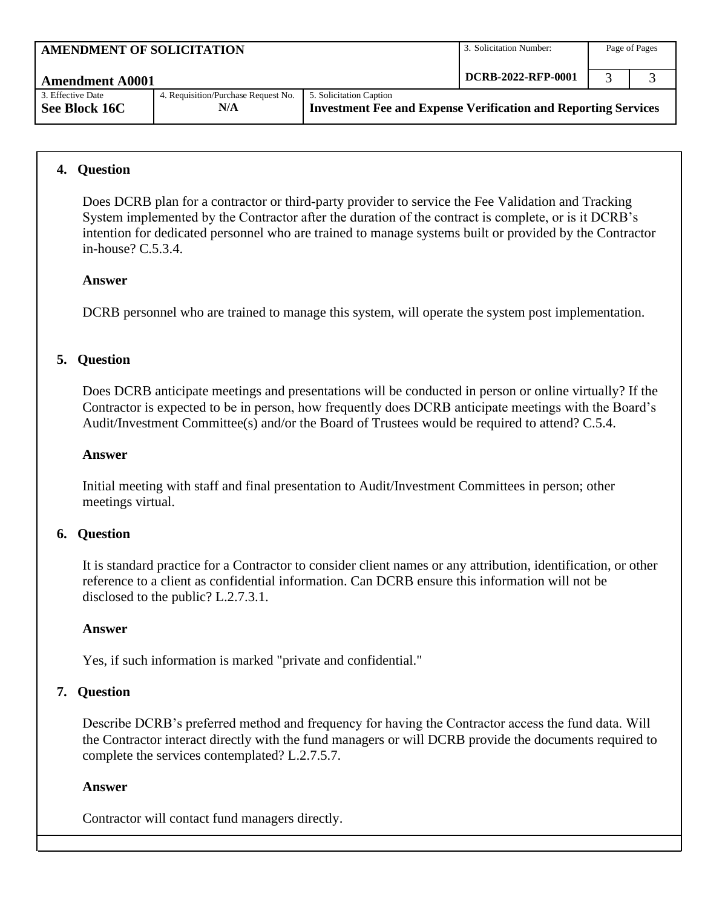**4. Question**

Does DCRB plan for a contractor or third-party provider to service the Fee Validation and Tracking System implemented by the Contractor after the duration of the contract is complete, or is it DCRB's intention for dedicated personnel who are trained to manage systems built or provided by the Contractor in-house? C.5.3.4.

**Answer**

DCRB personnel who are trained to manage this system, will operate the system post implementation.

**5. Question**

Does DCRB anticipate meetings and presentations will be conducted in person or online virtually? If the Contractor is expected to be in person, how frequently does DCRB anticipate meetings with the Board's Audit/Investment Committee(s) and/or the Board of Trustees would be required to attend? C.5.4.

**Answer**

Initial meeting with staff and final presentation to Audit/Investment Committees in person; other meetings virtual.

**6. Question**

It is standard practice for a Contractor to consider client names or any attribution, identification, or other reference to a client as confidential information. Can DCRB ensure this information will not be disclosed to the public? L.2.7.3.1.

**Answer**

Yes, if such information is marked "private and confidential."

**7. Question**

Describe DCRB's preferred method and frequency for having the Contractor access the fund data. Will the Contractor interact directly with the fund managers or will DCRB provide the documents required to complete the services contemplated? L.2.7.5.7.

**Answer**

Contractor will contact fund managers directly.